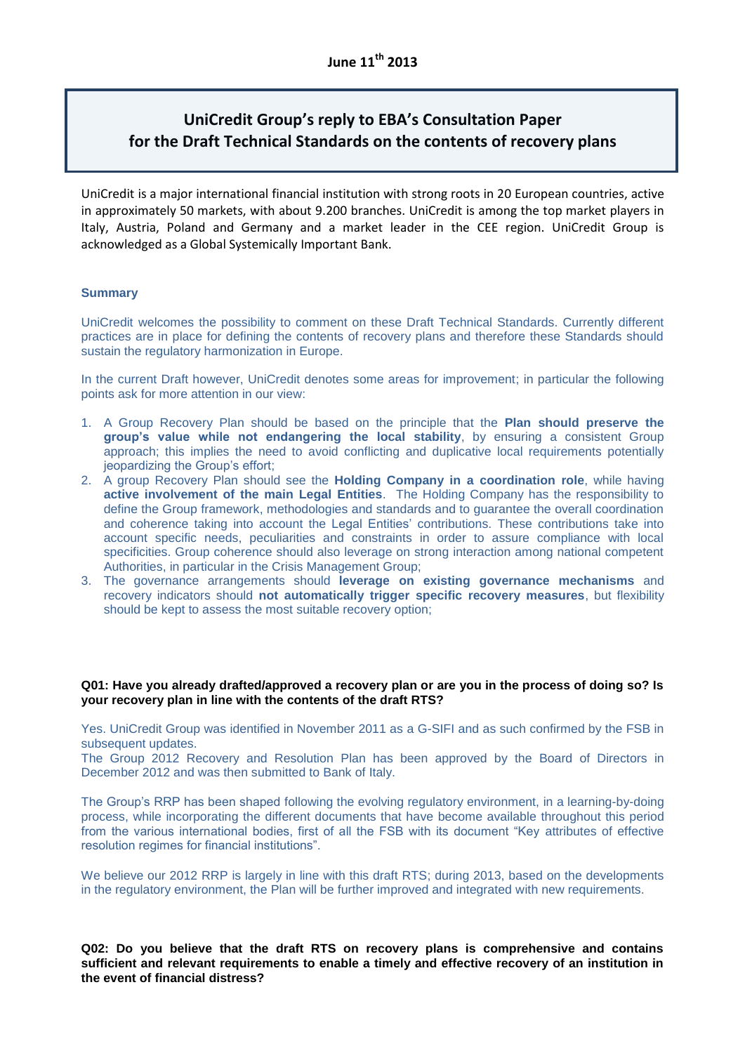**June 11th 2013**

# UniCredit Group's reply to EBA's Consultation Paper for the Draft Technical Standards on the contents of recovery plans

UniCredit is a major international financial institution with strong roots in 20 European countries, active in approximately 50 markets, with about 9.200 branches. UniCredit is among the top market players in Italy, Austria, Poland and Germany and a market leader in the CEE region. UniCredit Group is acknowledged as a Global Systemically Important Bank.

## Summary

UniCredit welcomes the possibility to comment on these Draft Technical Standards. Currently different practices are in place for defining the contents of recovery plans and therefore these Standards should sustain the regulatory harmonization in Europe.

In the current Draft however, UniCredit denotes some areas for improvement; in particular the following points ask for more attention in our view:

1. A Group Recovery Plan should be based on the principle that the **Plan should preserve the group's value while not endangering the local stability**, by ensuring a consistent Group approach; this implies the need to avoid conflicting and duplicative local requirements potentially jeopardizing the Group's effort;
2. A group Recovery Plan should see the **Holding Company in a coordination role**, while having **active involvement of the main Legal Entities**. The Holding Company has the responsibility to define the Group framework, methodologies and standards and to guarantee the overall coordination and coherence taking into account the Legal Entities' contributions. These contributions take into account specific needs, peculiarities and constraints in order to assure compliance with local specificities. Group coherence should also leverage on strong interaction among national competent Authorities, in particular in the Crisis Management Group;
3. The governance arrangements should **leverage on existing governance mechanisms** and recovery indicators should **not automatically trigger specific recovery measures**, but flexibility should be kept to assess the most suitable recovery option;

**Q01: Have you already drafted/approved a recovery plan or are you in the process of doing so? Is your recovery plan in line with the contents of the draft RTS?**

Yes. UniCredit Group was identified in November 2011 as a G-SIFI and as such confirmed by the FSB in subsequent updates.
The Group 2012 Recovery and Resolution Plan has been approved by the Board of Directors in December 2012 and was then submitted to Bank of Italy.

The Group's RRP has been shaped following the evolving regulatory environment, in a learning-by-doing process, while incorporating the different documents that have become available throughout this period from the various international bodies, first of all the FSB with its document "Key attributes of effective resolution regimes for financial institutions".

We believe our 2012 RRP is largely in line with this draft RTS; during 2013, based on the developments in the regulatory environment, the Plan will be further improved and integrated with new requirements.

**Q02: Do you believe that the draft RTS on recovery plans is comprehensive and contains sufficient and relevant requirements to enable a timely and effective recovery of an institution in the event of financial distress?**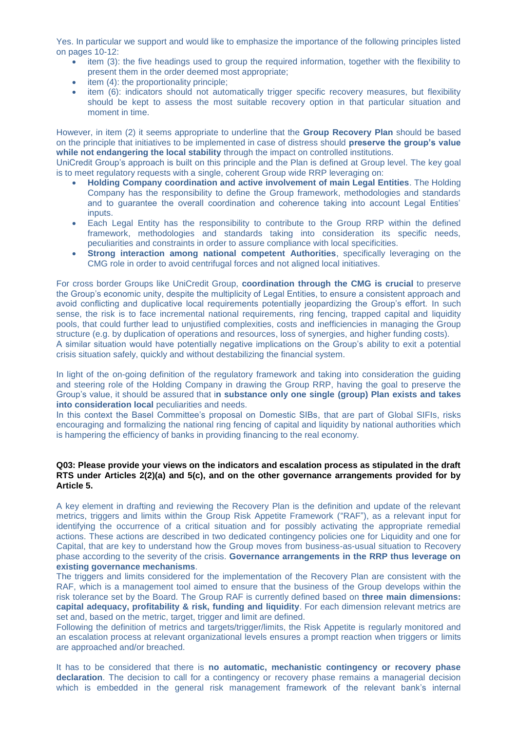Yes. In particular we support and would like to emphasize the importance of the following principles listed on pages 10-12:

- item (3): the five headings used to group the required information, together with the flexibility to present them in the order deemed most appropriate;
- item (4): the proportionality principle;
- item (6): indicators should not automatically trigger specific recovery measures, but flexibility should be kept to assess the most suitable recovery option in that particular situation and moment in time.

However, in item (2) it seems appropriate to underline that the **Group Recovery Plan** should be based on the principle that initiatives to be implemented in case of distress should **preserve the group's value while not endangering the local stability** through the impact on controlled institutions.

UniCredit Group's approach is built on this principle and the Plan is defined at Group level. The key goal is to meet regulatory requests with a single, coherent Group wide RRP leveraging on:

- **Holding Company coordination and active involvement of main Legal Entities**. The Holding Company has the responsibility to define the Group framework, methodologies and standards and to guarantee the overall coordination and coherence taking into account Legal Entities' inputs.
- Each Legal Entity has the responsibility to contribute to the Group RRP within the defined framework, methodologies and standards taking into consideration its specific needs, peculiarities and constraints in order to assure compliance with local specificities.
- **Strong interaction among national competent Authorities**, specifically leveraging on the CMG role in order to avoid centrifugal forces and not aligned local initiatives.

For cross border Groups like UniCredit Group, **coordination through the CMG is crucial** to preserve the Group's economic unity, despite the multiplicity of Legal Entities, to ensure a consistent approach and avoid conflicting and duplicative local requirements potentially jeopardizing the Group's effort. In such sense, the risk is to face incremental national requirements, ring fencing, trapped capital and liquidity pools, that could further lead to unjustified complexities, costs and inefficiencies in managing the Group structure (e.g. by duplication of operations and resources, loss of synergies, and higher funding costs).

A similar situation would have potentially negative implications on the Group's ability to exit a potential crisis situation safely, quickly and without destabilizing the financial system.

In light of the on-going definition of the regulatory framework and taking into consideration the guiding and steering role of the Holding Company in drawing the Group RRP, having the goal to preserve the Group's value, it should be assured that i**n substance only one single (group) Plan exists and takes into consideration local** peculiarities and needs.

In this context the Basel Committee's proposal on Domestic SIBs, that are part of Global SIFIs, risks encouraging and formalizing the national ring fencing of capital and liquidity by national authorities which is hampering the efficiency of banks in providing financing to the real economy.

**Q03: Please provide your views on the indicators and escalation process as stipulated in the draft RTS under Articles 2(2)(a) and 5(c), and on the other governance arrangements provided for by Article 5.**

A key element in drafting and reviewing the Recovery Plan is the definition and update of the relevant metrics, triggers and limits within the Group Risk Appetite Framework ("RAF"), as a relevant input for identifying the occurrence of a critical situation and for possibly activating the appropriate remedial actions. These actions are described in two dedicated contingency policies one for Liquidity and one for Capital, that are key to understand how the Group moves from business-as-usual situation to Recovery phase according to the severity of the crisis. **Governance arrangements in the RRP thus leverage on existing governance mechanisms**.

The triggers and limits considered for the implementation of the Recovery Plan are consistent with the RAF, which is a management tool aimed to ensure that the business of the Group develops within the risk tolerance set by the Board. The Group RAF is currently defined based on **three main dimensions: capital adequacy, profitability & risk, funding and liquidity**. For each dimension relevant metrics are set and, based on the metric, target, trigger and limit are defined.

Following the definition of metrics and targets/trigger/limits, the Risk Appetite is regularly monitored and an escalation process at relevant organizational levels ensures a prompt reaction when triggers or limits are approached and/or breached.

It has to be considered that there is **no automatic, mechanistic contingency or recovery phase declaration**. The decision to call for a contingency or recovery phase remains a managerial decision which is embedded in the general risk management framework of the relevant bank's internal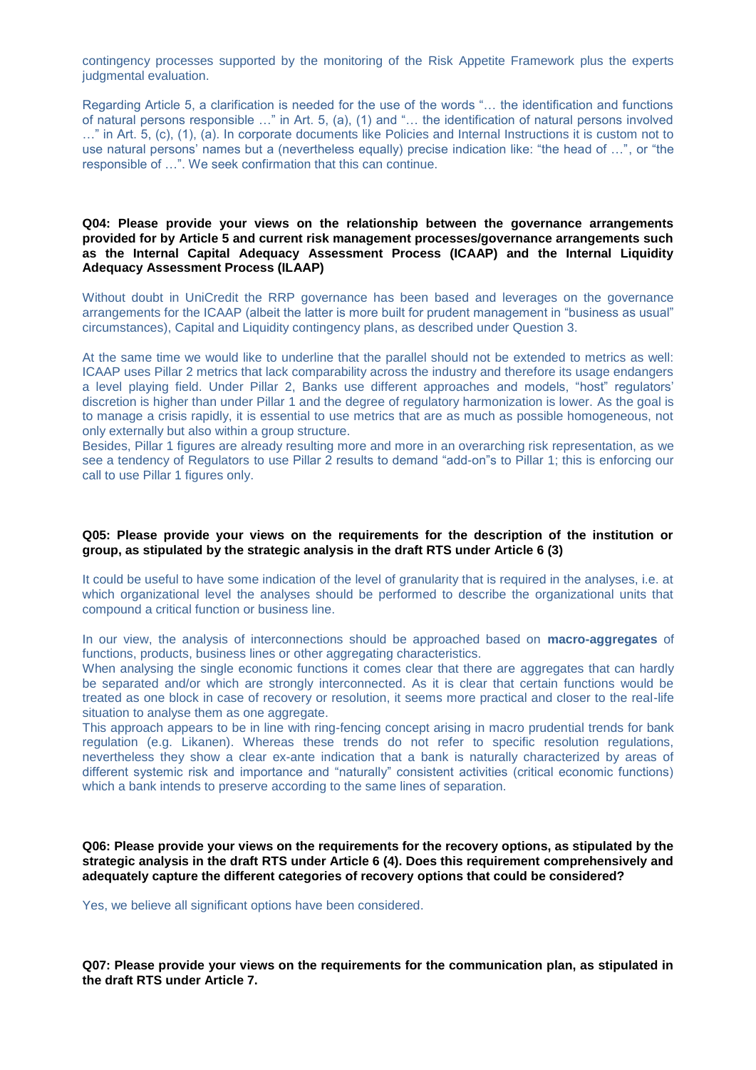contingency processes supported by the monitoring of the Risk Appetite Framework plus the experts judgmental evaluation.

Regarding Article 5, a clarification is needed for the use of the words "… the identification and functions of natural persons responsible …" in Art. 5, (a), (1) and "… the identification of natural persons involved …" in Art. 5, (c), (1), (a). In corporate documents like Policies and Internal Instructions it is custom not to use natural persons' names but a (nevertheless equally) precise indication like: "the head of …", or "the responsible of …". We seek confirmation that this can continue.

**Q04: Please provide your views on the relationship between the governance arrangements provided for by Article 5 and current risk management processes/governance arrangements such as the Internal Capital Adequacy Assessment Process (ICAAP) and the Internal Liquidity Adequacy Assessment Process (ILAAP)**

Without doubt in UniCredit the RRP governance has been based and leverages on the governance arrangements for the ICAAP (albeit the latter is more built for prudent management in "business as usual" circumstances), Capital and Liquidity contingency plans, as described under Question 3.

At the same time we would like to underline that the parallel should not be extended to metrics as well: ICAAP uses Pillar 2 metrics that lack comparability across the industry and therefore its usage endangers a level playing field. Under Pillar 2, Banks use different approaches and models, "host" regulators' discretion is higher than under Pillar 1 and the degree of regulatory harmonization is lower. As the goal is to manage a crisis rapidly, it is essential to use metrics that are as much as possible homogeneous, not only externally but also within a group structure.
Besides, Pillar 1 figures are already resulting more and more in an overarching risk representation, as we see a tendency of Regulators to use Pillar 2 results to demand "add-on"s to Pillar 1; this is enforcing our call to use Pillar 1 figures only.

**Q05: Please provide your views on the requirements for the description of the institution or group, as stipulated by the strategic analysis in the draft RTS under Article 6 (3)**

It could be useful to have some indication of the level of granularity that is required in the analyses, i.e. at which organizational level the analyses should be performed to describe the organizational units that compound a critical function or business line.

In our view, the analysis of interconnections should be approached based on **macro-aggregates** of functions, products, business lines or other aggregating characteristics.
When analysing the single economic functions it comes clear that there are aggregates that can hardly be separated and/or which are strongly interconnected. As it is clear that certain functions would be treated as one block in case of recovery or resolution, it seems more practical and closer to the real-life situation to analyse them as one aggregate.
This approach appears to be in line with ring-fencing concept arising in macro prudential trends for bank regulation (e.g. Likanen). Whereas these trends do not refer to specific resolution regulations, nevertheless they show a clear ex-ante indication that a bank is naturally characterized by areas of different systemic risk and importance and "naturally" consistent activities (critical economic functions) which a bank intends to preserve according to the same lines of separation.

**Q06: Please provide your views on the requirements for the recovery options, as stipulated by the strategic analysis in the draft RTS under Article 6 (4). Does this requirement comprehensively and adequately capture the different categories of recovery options that could be considered?**

Yes, we believe all significant options have been considered.

**Q07: Please provide your views on the requirements for the communication plan, as stipulated in the draft RTS under Article 7.**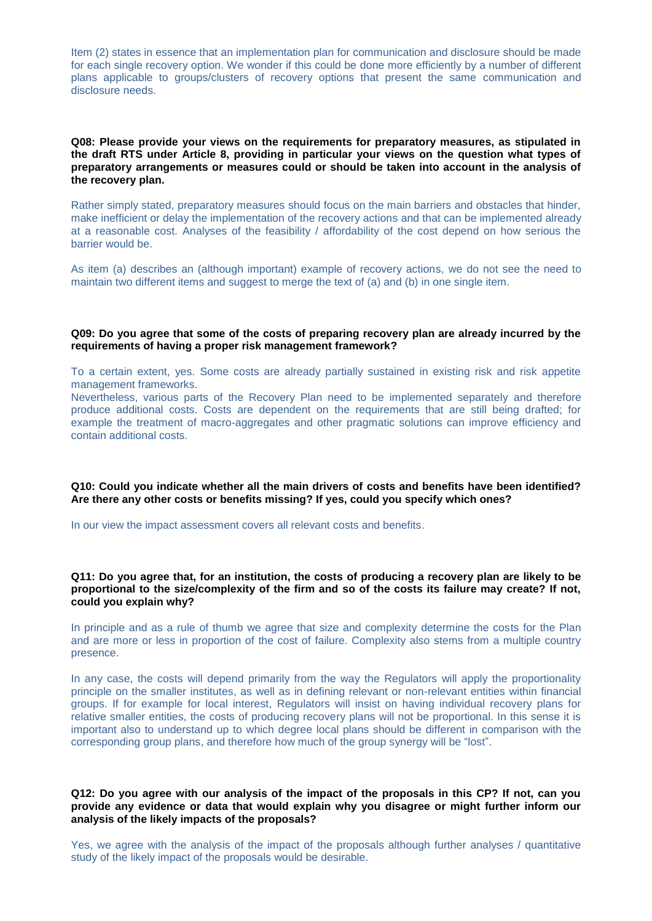Item (2) states in essence that an implementation plan for communication and disclosure should be made for each single recovery option. We wonder if this could be done more efficiently by a number of different plans applicable to groups/clusters of recovery options that present the same communication and disclosure needs.

**Q08: Please provide your views on the requirements for preparatory measures, as stipulated in the draft RTS under Article 8, providing in particular your views on the question what types of preparatory arrangements or measures could or should be taken into account in the analysis of the recovery plan.**

Rather simply stated, preparatory measures should focus on the main barriers and obstacles that hinder, make inefficient or delay the implementation of the recovery actions and that can be implemented already at a reasonable cost. Analyses of the feasibility / affordability of the cost depend on how serious the barrier would be.

As item (a) describes an (although important) example of recovery actions, we do not see the need to maintain two different items and suggest to merge the text of (a) and (b) in one single item.

**Q09: Do you agree that some of the costs of preparing recovery plan are already incurred by the requirements of having a proper risk management framework?**

To a certain extent, yes. Some costs are already partially sustained in existing risk and risk appetite management frameworks.
Nevertheless, various parts of the Recovery Plan need to be implemented separately and therefore produce additional costs. Costs are dependent on the requirements that are still being drafted; for example the treatment of macro-aggregates and other pragmatic solutions can improve efficiency and contain additional costs.

**Q10: Could you indicate whether all the main drivers of costs and benefits have been identified? Are there any other costs or benefits missing? If yes, could you specify which ones?**

In our view the impact assessment covers all relevant costs and benefits.

**Q11: Do you agree that, for an institution, the costs of producing a recovery plan are likely to be proportional to the size/complexity of the firm and so of the costs its failure may create? If not, could you explain why?**

In principle and as a rule of thumb we agree that size and complexity determine the costs for the Plan and are more or less in proportion of the cost of failure. Complexity also stems from a multiple country presence.

In any case, the costs will depend primarily from the way the Regulators will apply the proportionality principle on the smaller institutes, as well as in defining relevant or non-relevant entities within financial groups. If for example for local interest, Regulators will insist on having individual recovery plans for relative smaller entities, the costs of producing recovery plans will not be proportional. In this sense it is important also to understand up to which degree local plans should be different in comparison with the corresponding group plans, and therefore how much of the group synergy will be "lost".

**Q12: Do you agree with our analysis of the impact of the proposals in this CP? If not, can you provide any evidence or data that would explain why you disagree or might further inform our analysis of the likely impacts of the proposals?**

Yes, we agree with the analysis of the impact of the proposals although further analyses / quantitative study of the likely impact of the proposals would be desirable.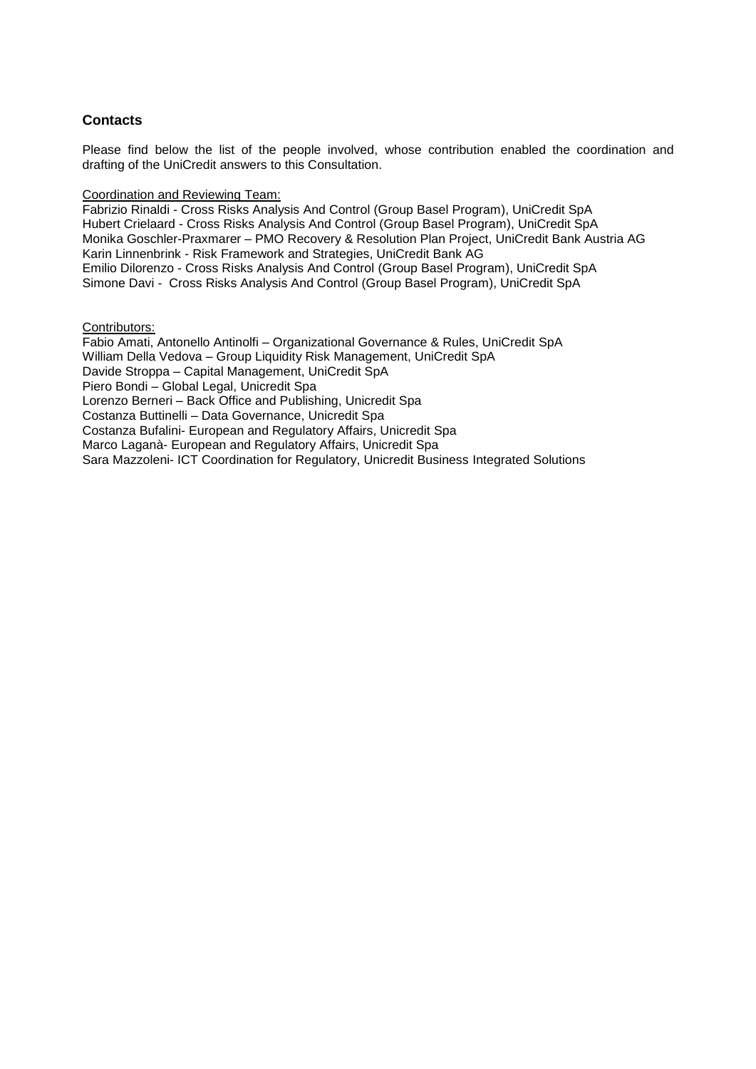### Contacts

Please find below the list of the people involved, whose contribution enabled the coordination and drafting of the UniCredit answers to this Consultation.

Coordination and Reviewing Team:

Fabrizio Rinaldi - Cross Risks Analysis And Control (Group Basel Program), UniCredit SpA
Hubert Crielaard - Cross Risks Analysis And Control (Group Basel Program), UniCredit SpA
Monika Goschler-Praxmarer – PMO Recovery & Resolution Plan Project, UniCredit Bank Austria AG
Karin Linnenbrink - Risk Framework and Strategies, UniCredit Bank AG
Emilio Dilorenzo - Cross Risks Analysis And Control (Group Basel Program), UniCredit SpA
Simone Davi - Cross Risks Analysis And Control (Group Basel Program), UniCredit SpA

Contributors:

Fabio Amati, Antonello Antinolfi – Organizational Governance & Rules, UniCredit SpA
William Della Vedova – Group Liquidity Risk Management, UniCredit SpA
Davide Stroppa – Capital Management, UniCredit SpA
Piero Bondi – Global Legal, Unicredit Spa
Lorenzo Berneri – Back Office and Publishing, Unicredit Spa
Costanza Buttinelli – Data Governance, Unicredit Spa
Costanza Bufalini- European and Regulatory Affairs, Unicredit Spa
Marco Laganà- European and Regulatory Affairs, Unicredit Spa
Sara Mazzoleni- ICT Coordination for Regulatory, Unicredit Business Integrated Solutions